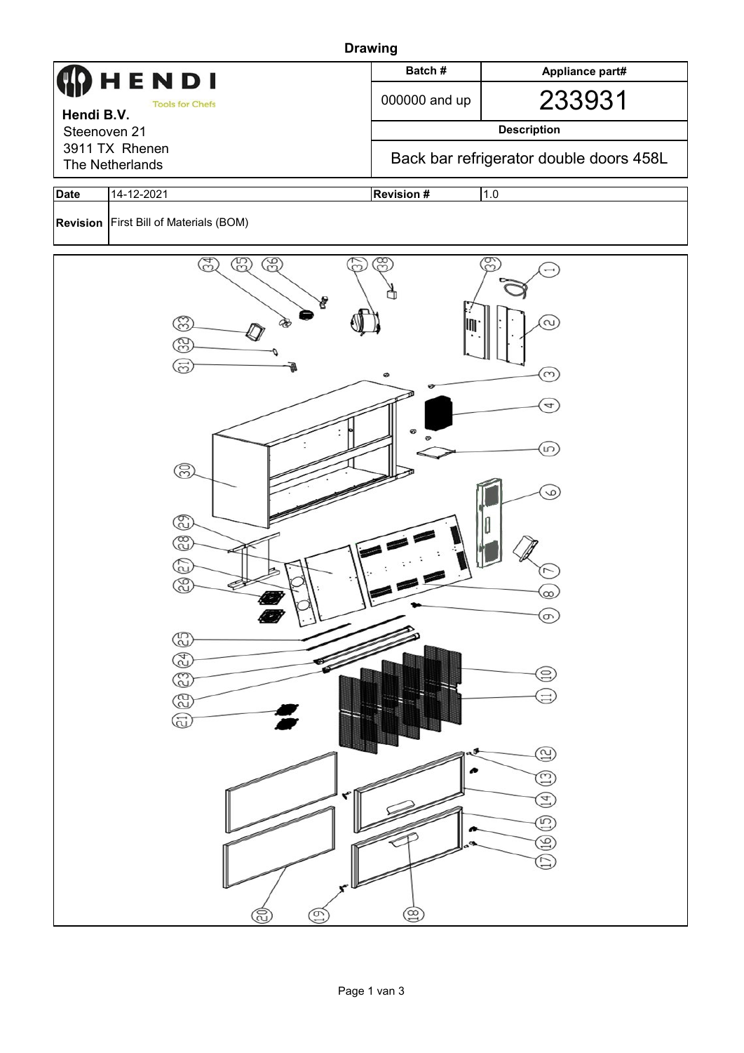**Drawing**

| | Batch # | Appliance part# |
|---|---|---|
| **HENDI** Tools for Chefs<br>**Hendi B.V.**<br>Steenoven 21<br>3911 TX Rhenen<br>The Netherlands | 000000 and up | 233931 |
| | **Description** | |
| | Back bar refrigerator double doors 458L | |

| | | | |
|---|---|---|---|
| **Date** | 14-12-2021 | **Revision #** | 1.0 |
| **Revision** | First Bill of Materials (BOM) | | |

34 35 36 37 38 39 1 2 33 32 31 3 4 5 30 6 29 28 27 26 7 8 9 25 24 23 22 21 10 11 12 13 14 15 16 17 20 19 18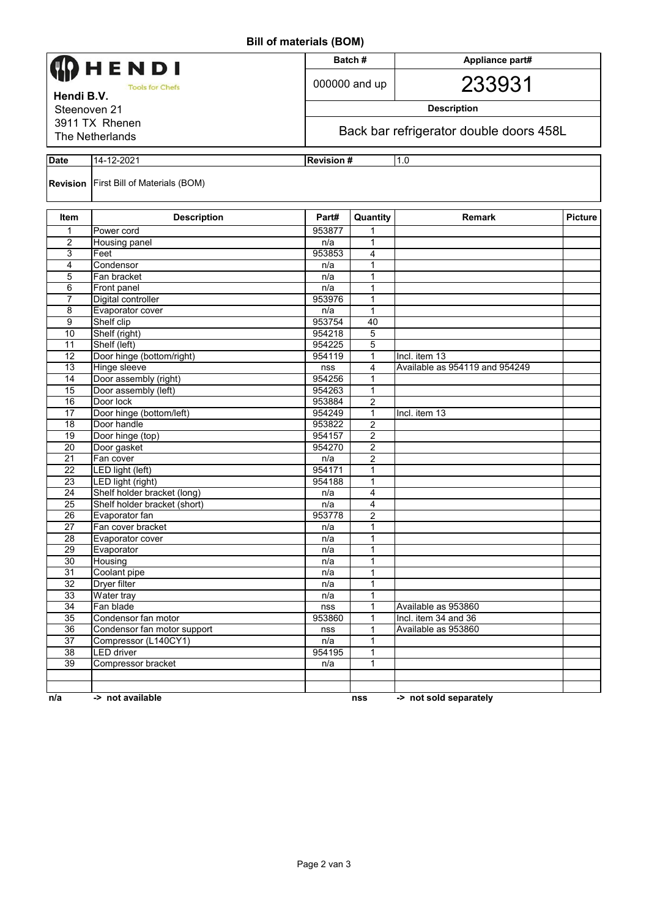# Bill of materials (BOM)

| | | | |
|---|---|---|---|
| **HENDI** Tools for Chefs | | **Batch #** | **Appliance part#** |
| **Hendi B.V.** | | 000000 and up | 233931 |
| Steenoven 21 | | **Description** | |
| 3911 TX Rhenen | | Back bar refrigerator double doors 458L | |
| The Netherlands | | | |

| | | | |
|---|---|---|---|
| **Date** | 14-12-2021 | **Revision #** | 1.0 |
| **Revision** | First Bill of Materials (BOM) | | |

| Item | Description | Part# | Quantity | Remark | Picture |
|---|---|---|---|---|---|
| 1 | Power cord | 953877 | 1 | | |
| 2 | Housing panel | n/a | 1 | | |
| 3 | Feet | 953853 | 4 | | |
| 4 | Condensor | n/a | 1 | | |
| 5 | Fan bracket | n/a | 1 | | |
| 6 | Front panel | n/a | 1 | | |
| 7 | Digital controller | 953976 | 1 | | |
| 8 | Evaporator cover | n/a | 1 | | |
| 9 | Shelf clip | 953754 | 40 | | |
| 10 | Shelf (right) | 954218 | 5 | | |
| 11 | Shelf (left) | 954225 | 5 | | |
| 12 | Door hinge (bottom/right) | 954119 | 1 | Incl. item 13 | |
| 13 | Hinge sleeve | nss | 4 | Available as 954119 and 954249 | |
| 14 | Door assembly (right) | 954256 | 1 | | |
| 15 | Door assembly (left) | 954263 | 1 | | |
| 16 | Door lock | 953884 | 2 | | |
| 17 | Door hinge (bottom/left) | 954249 | 1 | Incl. item 13 | |
| 18 | Door handle | 953822 | 2 | | |
| 19 | Door hinge (top) | 954157 | 2 | | |
| 20 | Door gasket | 954270 | 2 | | |
| 21 | Fan cover | n/a | 2 | | |
| 22 | LED light (left) | 954171 | 1 | | |
| 23 | LED light (right) | 954188 | 1 | | |
| 24 | Shelf holder bracket (long) | n/a | 4 | | |
| 25 | Shelf holder bracket (short) | n/a | 4 | | |
| 26 | Evaporator fan | 953778 | 2 | | |
| 27 | Fan cover bracket | n/a | 1 | | |
| 28 | Evaporator cover | n/a | 1 | | |
| 29 | Evaporator | n/a | 1 | | |
| 30 | Housing | n/a | 1 | | |
| 31 | Coolant pipe | n/a | 1 | | |
| 32 | Dryer filter | n/a | 1 | | |
| 33 | Water tray | n/a | 1 | | |
| 34 | Fan blade | nss | 1 | Available as 953860 | |
| 35 | Condensor fan motor | 953860 | 1 | Incl. item 34 and 36 | |
| 36 | Condensor fan motor support | nss | 1 | Available as 953860 | |
| 37 | Compressor (L140CY1) | n/a | 1 | | |
| 38 | LED driver | 954195 | 1 | | |
| 39 | Compressor bracket | n/a | 1 | | |
| | | | | | |
| | | | | | |

**n/a** -> **not available** **nss** -> **not sold separately**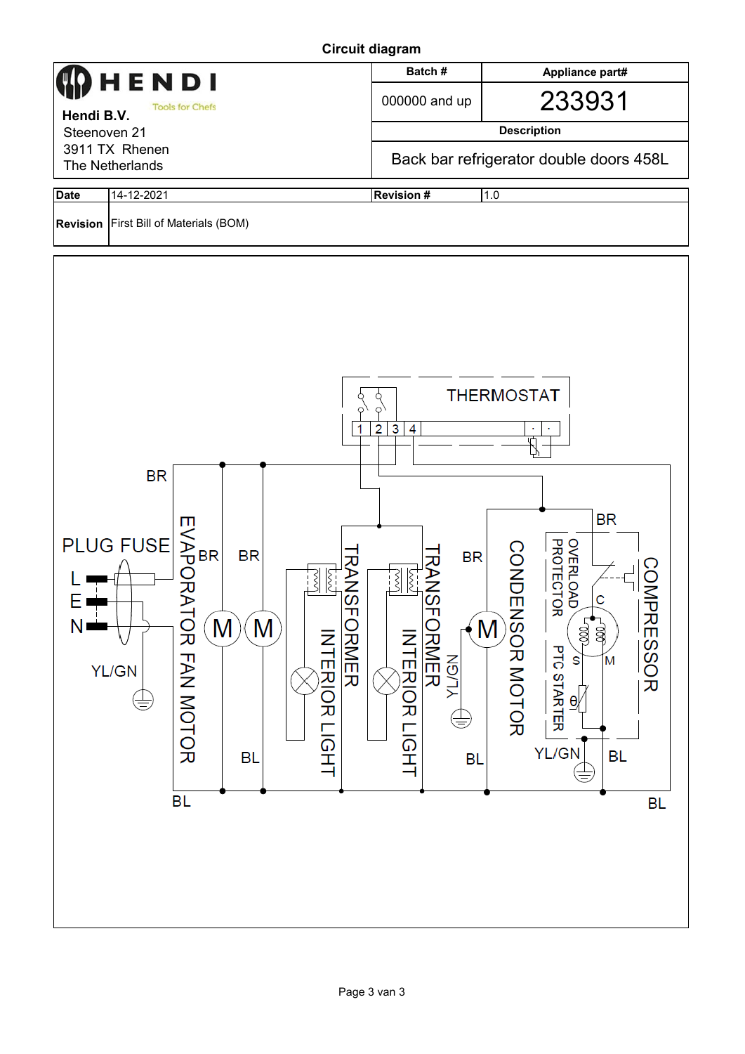# Circuit diagram

| | | |
|---|---|---|
| **HENDI** Tools for Chefs<br>**Hendi B.V.**<br>Steenoven 21<br>3911 TX Rhenen<br>The Netherlands | **Batch #** | **Appliance part#** |
| | 000000 and up | 233931 |
| | **Description** | |
| | Back bar refrigerator double doors 458L | |

| | | | |
|---|---|---|---|
| **Date** | 14-12-2021 | **Revision #** | 1.0 |
| **Revision** | First Bill of Materials (BOM) | | |

THERMOSTAT

1 2 3 4

PLUG FUSE

L

E

N

YL/GN

BR

BL

EVAPORATOR FAN MOTOR

M

M

BR

BR

BL

TRANSFORMER

INTERIOR LIGHT

TRANSFORMER

INTERIOR LIGHT

BR

M

YL/GN

BL

CONDENSOR MOTOR

BR

OVERLOAD PROTECTOR

C

S

M

PTC STARTER

θ

COMPRESSOR

YL/GN

BL

BL